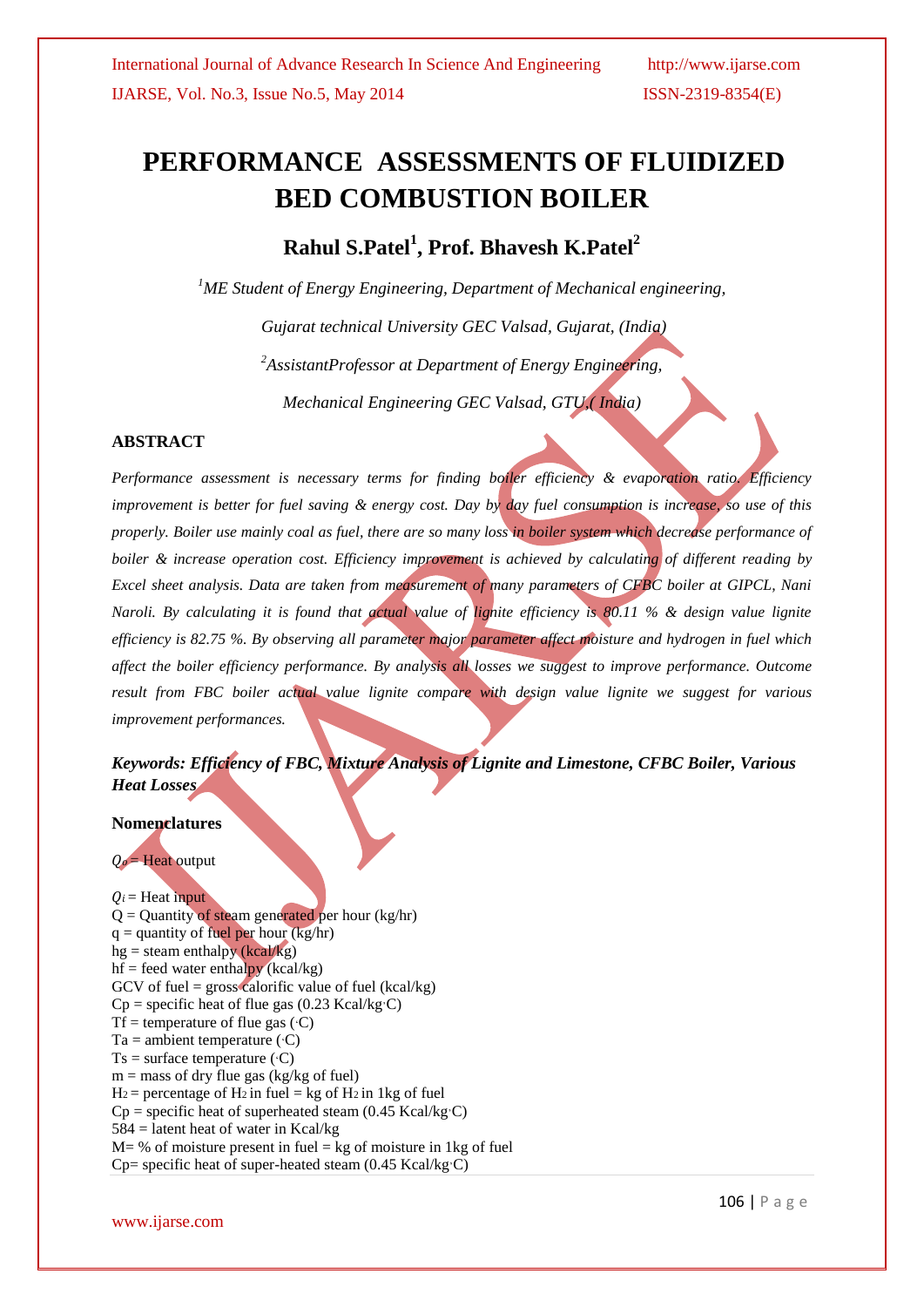# PERFORMANCE ASSESSMENTS OF FLUIDIZED BED COMBUSTION BOILER

**Rahul S.Patel[1], Prof. Bhavesh K.Patel[2]**

*[1]ME Student of Energy Engineering, Department of Mechanical engineering,*

*Gujarat technical University GEC Valsad, Gujarat, (India)*

*[2]AssistantProfessor at Department of Energy Engineering,*

*Mechanical Engineering GEC Valsad, GTU,( India)*

## ABSTRACT

*Performance assessment is necessary terms for finding boiler efficiency & evaporation ratio. Efficiency improvement is better for fuel saving & energy cost. Day by day fuel consumption is increase, so use of this properly. Boiler use mainly coal as fuel, there are so many loss in boiler system which decrease performance of boiler & increase operation cost. Efficiency improvement is achieved by calculating of different reading by Excel sheet analysis. Data are taken from measurement of many parameters of CFBC boiler at GIPCL, Nani Naroli. By calculating it is found that actual value of lignite efficiency is 80.11 % & design value lignite efficiency is 82.75 %. By observing all parameter major parameter affect moisture and hydrogen in fuel which affect the boiler efficiency performance. By analysis all losses we suggest to improve performance. Outcome result from FBC boiler actual value lignite compare with design value lignite we suggest for various improvement performances.*

***Keywords: Efficiency of FBC, Mixture Analysis of Lignite and Limestone, CFBC Boiler, Various Heat Losses***

## Nomenclatures

$Q_o$ = Heat output

$Q_i$ = Heat input  
Q = Quantity of steam generated per hour (kg/hr)  
q = quantity of fuel per hour (kg/hr)  
hg = steam enthalpy (kcal/kg)  
hf = feed water enthalpy (kcal/kg)  
GCV of fuel = gross calorific value of fuel (kcal/kg)  
Cp = specific heat of flue gas (0.23 Kcal/kg·C)  
Tf = temperature of flue gas (·C)  
Ta = ambient temperature (·C)  
Ts = surface temperature (·C)  
m = mass of dry flue gas (kg/kg of fuel)  
$H_2$ = percentage of $H_2$ in fuel = kg of $H_2$ in 1kg of fuel  
Cp = specific heat of superheated steam (0.45 Kcal/kg·C)  
584 = latent heat of water in Kcal/kg  
M= % of moisture present in fuel = kg of moisture in 1kg of fuel  
Cp= specific heat of super-heated steam (0.45 Kcal/kg·C)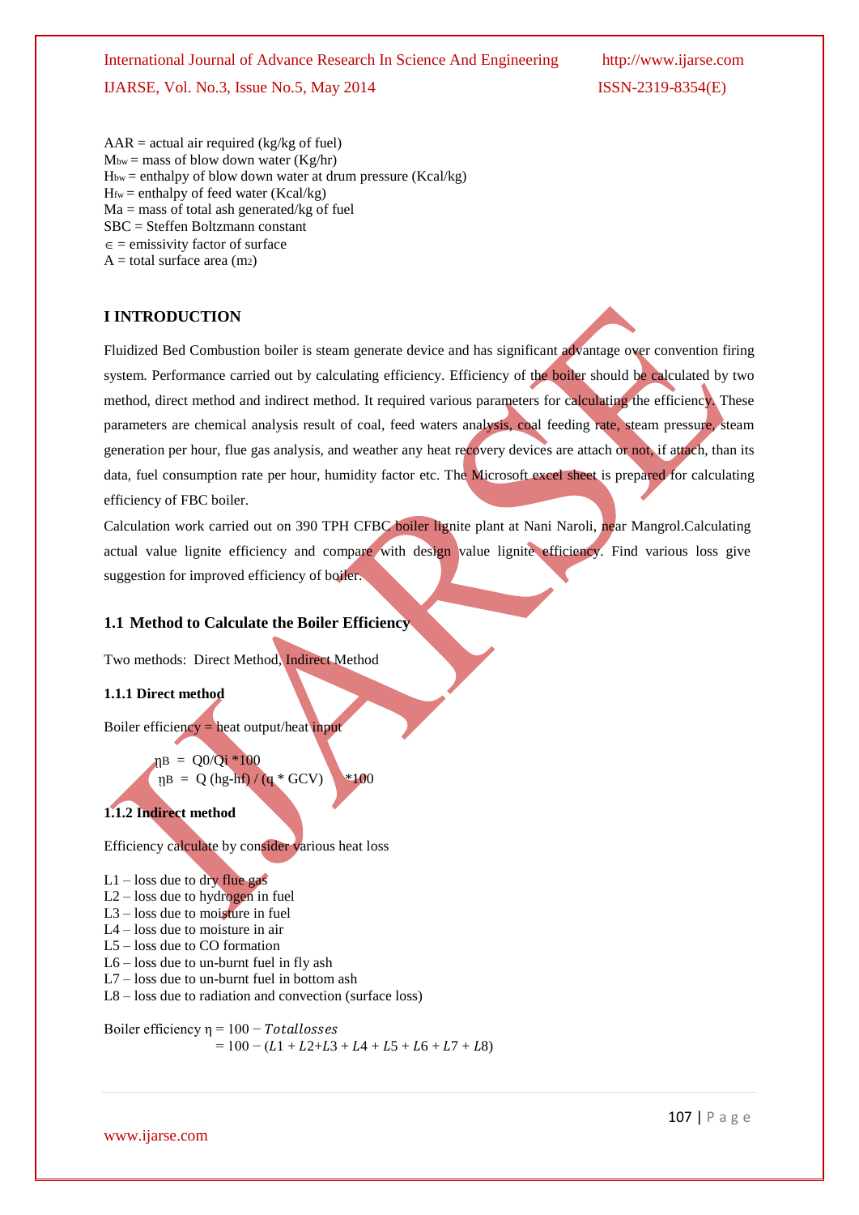AAR = actual air required (kg/kg of fuel)
$M_{bw}$ = mass of blow down water (Kg/hr)
$H_{bw}$ = enthalpy of blow down water at drum pressure (Kcal/kg)
$H_{fw}$ = enthalpy of feed water (Kcal/kg)
Ma = mass of total ash generated/kg of fuel
SBC = Steffen Boltzmann constant
$\in$ = emissivity factor of surface
A = total surface area ($m_2$)

## I INTRODUCTION

Fluidized Bed Combustion boiler is steam generate device and has significant advantage over convention firing system. Performance carried out by calculating efficiency. Efficiency of the boiler should be calculated by two method, direct method and indirect method. It required various parameters for calculating the efficiency. These parameters are chemical analysis result of coal, feed waters analysis, coal feeding rate, steam pressure, steam generation per hour, flue gas analysis, and weather any heat recovery devices are attach or not, if attach, than its data, fuel consumption rate per hour, humidity factor etc. The Microsoft excel sheet is prepared for calculating efficiency of FBC boiler.

Calculation work carried out on 390 TPH CFBC boiler lignite plant at Nani Naroli, near Mangrol.Calculating actual value lignite efficiency and compare with design value lignite efficiency. Find various loss give suggestion for improved efficiency of boiler.

### 1.1 Method to Calculate the Boiler Efficiency

Two methods: Direct Method, Indirect Method

#### 1.1.1 Direct method

Boiler efficiency = heat output/heat input

$$\eta_B = Q0/Qi * 100$$
$$\eta_B = Q\,(hg-hf) / (q * GCV) * 100$$

#### 1.1.2 Indirect method

Efficiency calculate by consider various heat loss

L1 – loss due to dry flue gas
L2 – loss due to hydrogen in fuel
L3 – loss due to moisture in fuel
L4 – loss due to moisture in air
L5 – loss due to CO formation
L6 – loss due to un-burnt fuel in fly ash
L7 – loss due to un-burnt fuel in bottom ash
L8 – loss due to radiation and convection (surface loss)

$$\text{Boiler efficiency } \eta = 100 - Total losses$$
$$= 100 - (L1 + L2 + L3 + L4 + L5 + L6 + L7 + L8)$$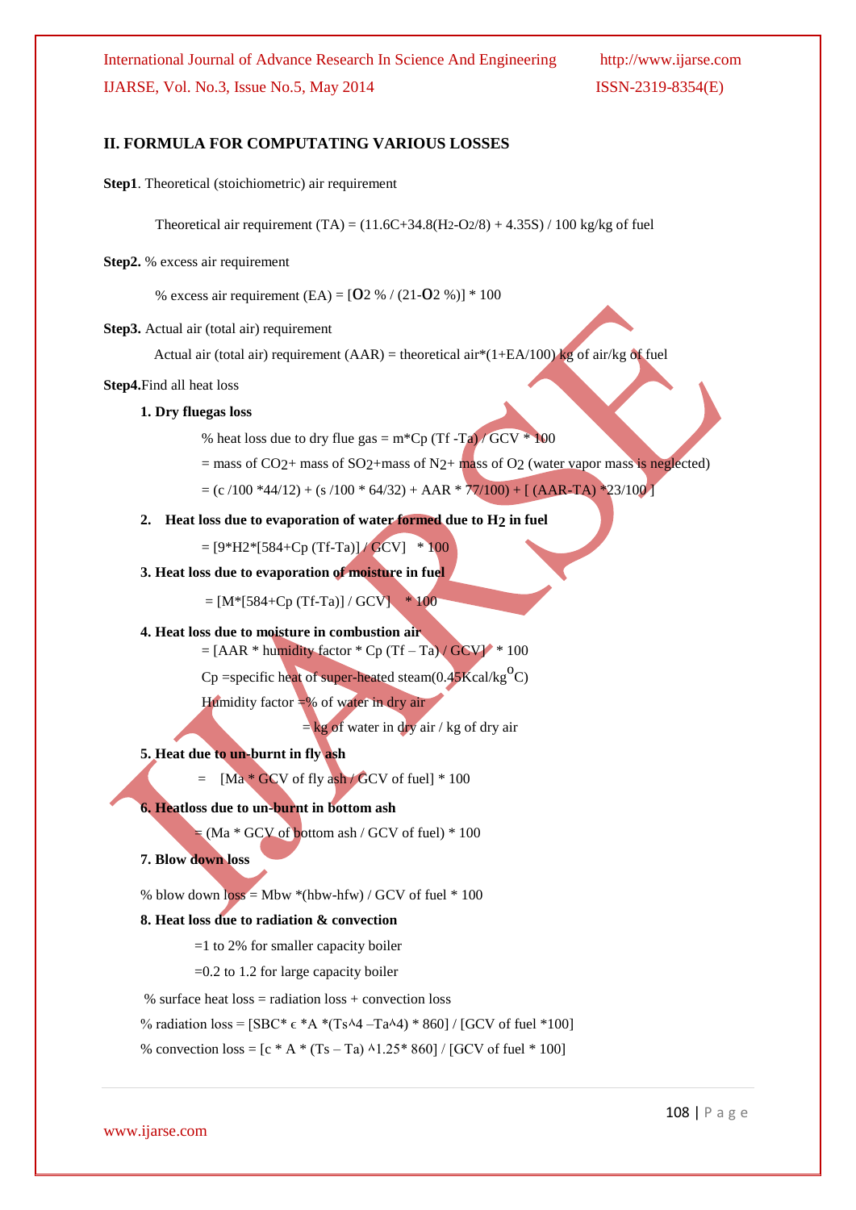## II. FORMULA FOR COMPUTATING VARIOUS LOSSES

**Step1**. Theoretical (stoichiometric) air requirement

Theoretical air requirement (TA) = $(11.6C+34.8(H_2\text{-}O_2/8) + 4.35S) / 100$ kg/kg of fuel

**Step2.** % excess air requirement

% excess air requirement (EA) = $[O_2\ \% / (21\text{-}O_2\ \%)] * 100$

**Step3.** Actual air (total air) requirement

Actual air (total air) requirement (AAR) = theoretical air*(1+EA/100) kg of air/kg of fuel

**Step4.**Find all heat loss

**1. Dry fluegas loss**

% heat loss due to dry flue gas = m*Cp (Tf -Ta) / GCV * 100

= mass of $CO_2$+ mass of $SO_2$+mass of $N_2$+ mass of $O_2$ (water vapor mass is neglected)

= (c /100 *44/12) + (s /100 * 64/32) + AAR * 77/100) + [ (AAR-TA) *23/100 ]

**2. Heat loss due to evaporation of water formed due to $H_2$ in fuel**

= [9*H2*[584+Cp (Tf-Ta)] / GCV] * 100

**3. Heat loss due to evaporation of moisture in fuel**

= [M*[584+Cp (Tf-Ta)] / GCV] * 100

**4. Heat loss due to moisture in combustion air**

= [AAR * humidity factor * Cp (Tf – Ta) / GCV] * 100

Cp =specific heat of super-heated steam(0.45Kcal/kg$^o$C)

Humidity factor =% of water in dry air

= kg of water in dry air / kg of dry air

**5. Heat due to un-burnt in fly ash**

= [Ma * GCV of fly ash / GCV of fuel] * 100

**6. Heatloss due to un-burnt in bottom ash**

= (Ma * GCV of bottom ash / GCV of fuel) * 100

**7. Blow down loss**

% blow down loss = Mbw *(hbw-hfw) / GCV of fuel * 100

**8. Heat loss due to radiation & convection**

=1 to 2% for smaller capacity boiler

=0.2 to 1.2 for large capacity boiler

% surface heat loss = radiation loss + convection loss

% radiation loss = [SBC* ϵ *A *(Ts^4 –Ta^4) * 860] / [GCV of fuel *100]

% convection loss = [c * A * (Ts – Ta) ^1.25* 860] / [GCV of fuel * 100]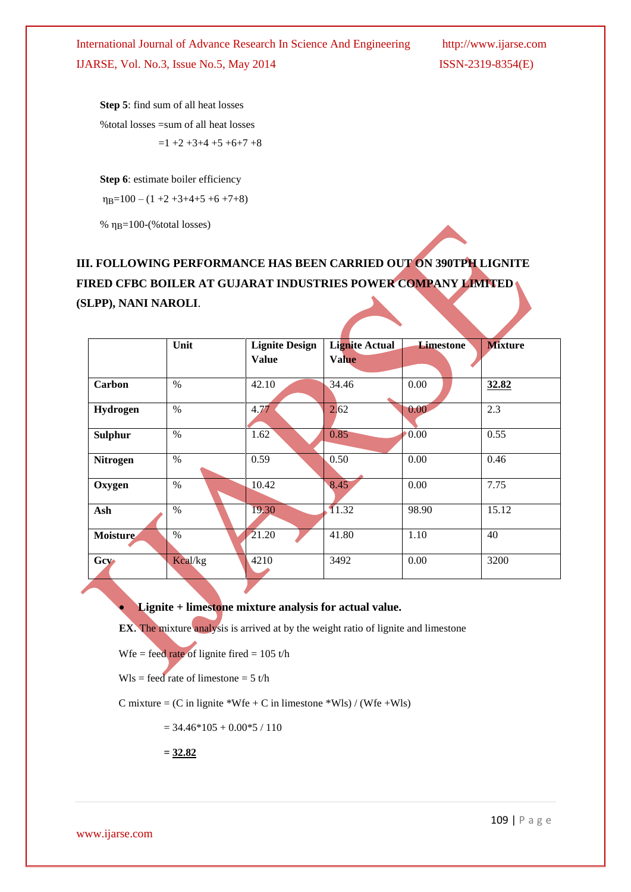**Step 5**: find sum of all heat losses

%total losses =sum of all heat losses

$=1 +2 +3+4 +5 +6+7 +8$

**Step 6**: estimate boiler efficiency

$\eta_B=100 – (1 +2 +3+4+5 +6 +7+8)$

% $\eta_B$=100-(%total losses)

## III. FOLLOWING PERFORMANCE HAS BEEN CARRIED OUT ON 390TPH LIGNITE FIRED CFBC BOILER AT GUJARAT INDUSTRIES POWER COMPANY LIMITED (SLPP), NANI NAROLI.

| | Unit | Lignite Design Value | Lignite Actual Value | Limestone | Mixture |
|---|---|---|---|---|---|
| **Carbon** | % | 42.10 | 34.46 | 0.00 | **32.82** |
| **Hydrogen** | % | 4.77 | 2.62 | 0.00 | 2.3 |
| **Sulphur** | % | 1.62 | 0.85 | 0.00 | 0.55 |
| **Nitrogen** | % | 0.59 | 0.50 | 0.00 | 0.46 |
| **Oxygen** | % | 10.42 | 8.45 | 0.00 | 7.75 |
| **Ash** | % | 19.30 | 11.32 | 98.90 | 15.12 |
| **Moisture** | % | 21.20 | 41.80 | 1.10 | 40 |
| **Gcv** | Kcal/kg | 4210 | 3492 | 0.00 | 3200 |

- **Lignite + limestone mixture analysis for actual value.**

**EX.** The mixture analysis is arrived at by the weight ratio of lignite and limestone

Wfe = feed rate of lignite fired = 105 t/h

Wls = feed rate of limestone = 5 t/h

C mixture = (C in lignite *Wfe + C in limestone *Wls) / (Wfe +Wls)

= 34.46*105 + 0.00*5 / 110

**= 32.82**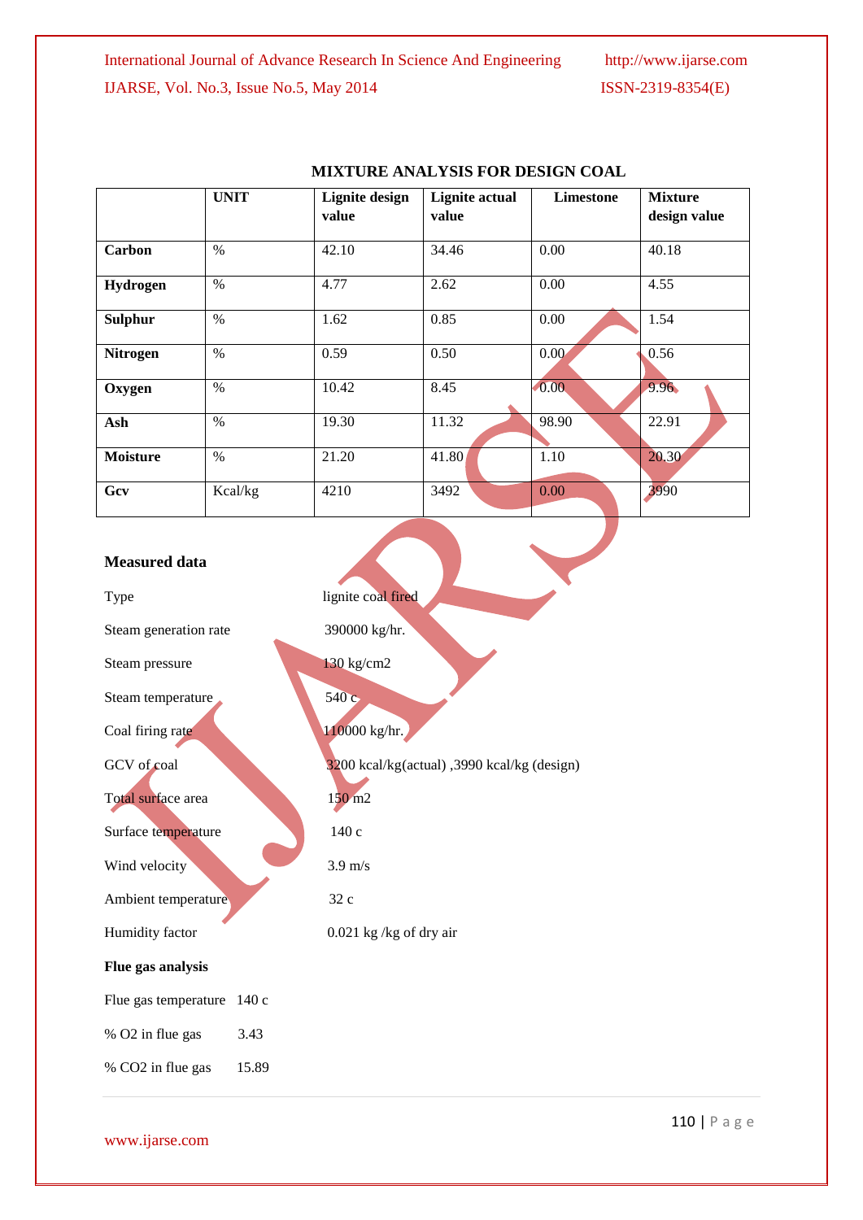**MIXTURE ANALYSIS FOR DESIGN COAL**

| | UNIT | Lignite design value | Lignite actual value | Limestone | Mixture design value |
|---|---|---|---|---|---|
| **Carbon** | % | 42.10 | 34.46 | 0.00 | 40.18 |
| **Hydrogen** | % | 4.77 | 2.62 | 0.00 | 4.55 |
| **Sulphur** | % | 1.62 | 0.85 | 0.00 | 1.54 |
| **Nitrogen** | % | 0.59 | 0.50 | 0.00 | 0.56 |
| **Oxygen** | % | 10.42 | 8.45 | 0.00 | 9.96 |
| **Ash** | % | 19.30 | 11.32 | 98.90 | 22.91 |
| **Moisture** | % | 21.20 | 41.80 | 1.10 | 20.30 |
| **Gcv** | Kcal/kg | 4210 | 3492 | 0.00 | 3990 |

**Measured data**

| | |
|---|---|
| Type | lignite coal fired |
| Steam generation rate | 390000 kg/hr. |
| Steam pressure | 130 kg/cm2 |
| Steam temperature | 540 c |
| Coal firing rate | 110000 kg/hr. |
| GCV of coal | 3200 kcal/kg(actual) ,3990 kcal/kg (design) |
| Total surface area | 150 m2 |
| Surface temperature | 140 c |
| Wind velocity | 3.9 m/s |
| Ambient temperature | 32 c |
| Humidity factor | 0.021 kg /kg of dry air |

**Flue gas analysis**

Flue gas temperature 140 c

% O2 in flue gas 3.43

% CO2 in flue gas 15.89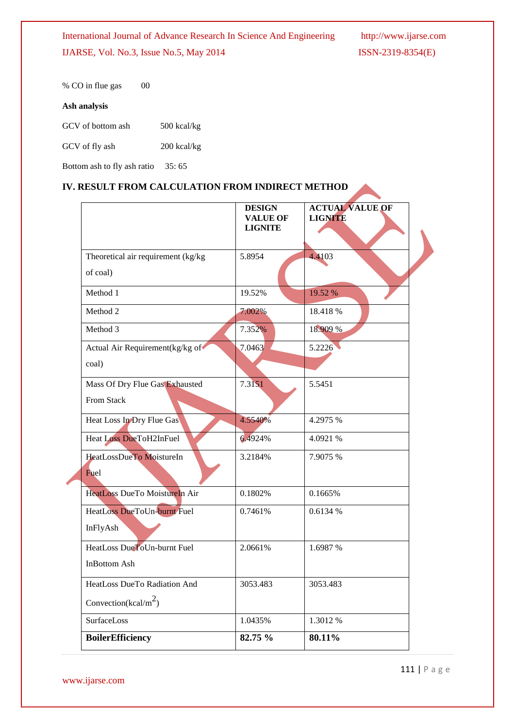% CO in flue gas 00

**Ash analysis**

GCV of bottom ash 500 kcal/kg

GCV of fly ash 200 kcal/kg

Bottom ash to fly ash ratio 35: 65

## IV. RESULT FROM CALCULATION FROM INDIRECT METHOD

| | DESIGN VALUE OF LIGNITE | ACTUAL VALUE OF LIGNITE |
|---|---|---|
| Theoretical air requirement (kg/kg of coal) | 5.8954 | 4.4103 |
| Method 1 | 19.52% | 19.52 % |
| Method 2 | 7.002% | 18.418 % |
| Method 3 | 7.352% | 18.909 % |
| Actual Air Requirement(kg/kg of coal) | 7.0463 | 5.2226 |
| Mass Of Dry Flue Gas Exhausted From Stack | 7.3151 | 5.5451 |
| Heat Loss In Dry Flue Gas | 4.5540% | 4.2975 % |
| Heat Loss DueToH2InFuel | 6.4924% | 4.0921 % |
| HeatLossDueTo MoistureIn Fuel | 3.2184% | 7.9075 % |
| HeatLoss DueTo MoistureIn Air | 0.1802% | 0.1665% |
| HeatLoss DueToUn-burnt Fuel InFlyAsh | 0.7461% | 0.6134 % |
| HeatLoss DueToUn-burnt Fuel InBottom Ash | 2.0661% | 1.6987 % |
| HeatLoss DueTo Radiation And Convection(kcal/$m^2$) | 3053.483 | 3053.483 |
| SurfaceLoss | 1.0435% | 1.3012 % |
| **BoilerEfficiency** | **82.75 %** | **80.11%** |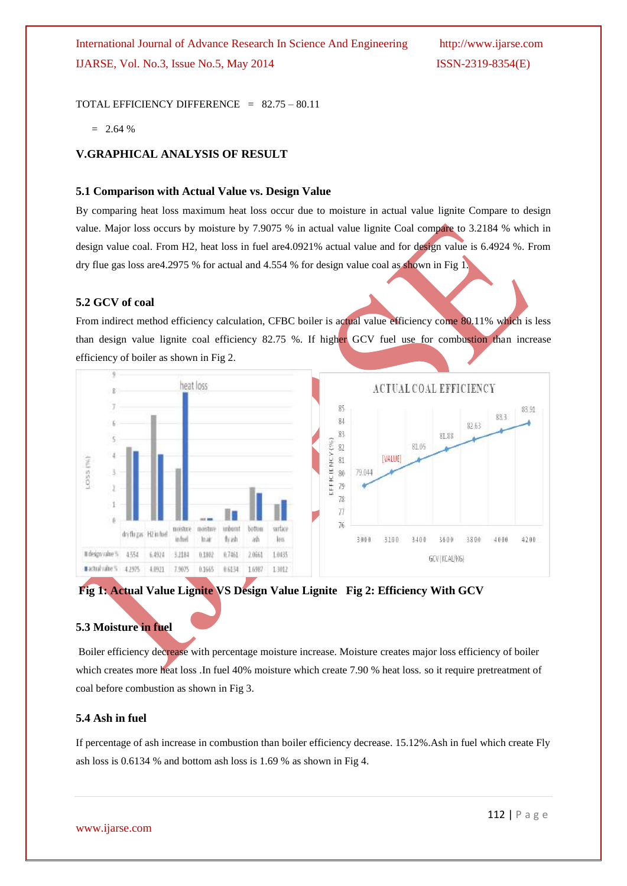TOTAL EFFICIENCY DIFFERENCE = 82.75 – 80.11

= 2.64 %

## V.GRAPHICAL ANALYSIS OF RESULT

### 5.1 Comparison with Actual Value vs. Design Value

By comparing heat loss maximum heat loss occur due to moisture in actual value lignite Compare to design value. Major loss occurs by moisture by 7.9075 % in actual value lignite Coal compare to 3.2184 % which in design value coal. From H2, heat loss in fuel are4.0921% actual value and for design value is 6.4924 %. From dry flue gas loss are4.2975 % for actual and 4.554 % for design value coal as shown in Fig 1.

### 5.2 GCV of coal

From indirect method efficiency calculation, CFBC boiler is actual value efficiency come 80.11% which is less than design value lignite coal efficiency 82.75 %. If higher GCV fuel use for combustion than increase efficiency of boiler as shown in Fig 2.

| | dry flu gas | H2 in fuel | moisture in fuel | moisture in air | unburnt fly ash | bottom ash | surface loss |
|---|---|---|---|---|---|---|---|
| design value % | 4.554 | 6.4924 | 3.2184 | 0.1802 | 0.7461 | 2.0661 | 1.0435 |
| actual value % | 4.2975 | 4.0921 | 7.9075 | 0.1665 | 0.6134 | 1.6987 | 1.3012 |

**Fig 1: Actual Value Lignite VS Design Value Lignite** **Fig 2: Efficiency With GCV**

### 5.3 Moisture in fuel

Boiler efficiency decrease with percentage moisture increase. Moisture creates major loss efficiency of boiler which creates more heat loss .In fuel 40% moisture which create 7.90 % heat loss. so it require pretreatment of coal before combustion as shown in Fig 3.

### 5.4 Ash in fuel

If percentage of ash increase in combustion than boiler efficiency decrease. 15.12%.Ash in fuel which create Fly ash loss is 0.6134 % and bottom ash loss is 1.69 % as shown in Fig 4.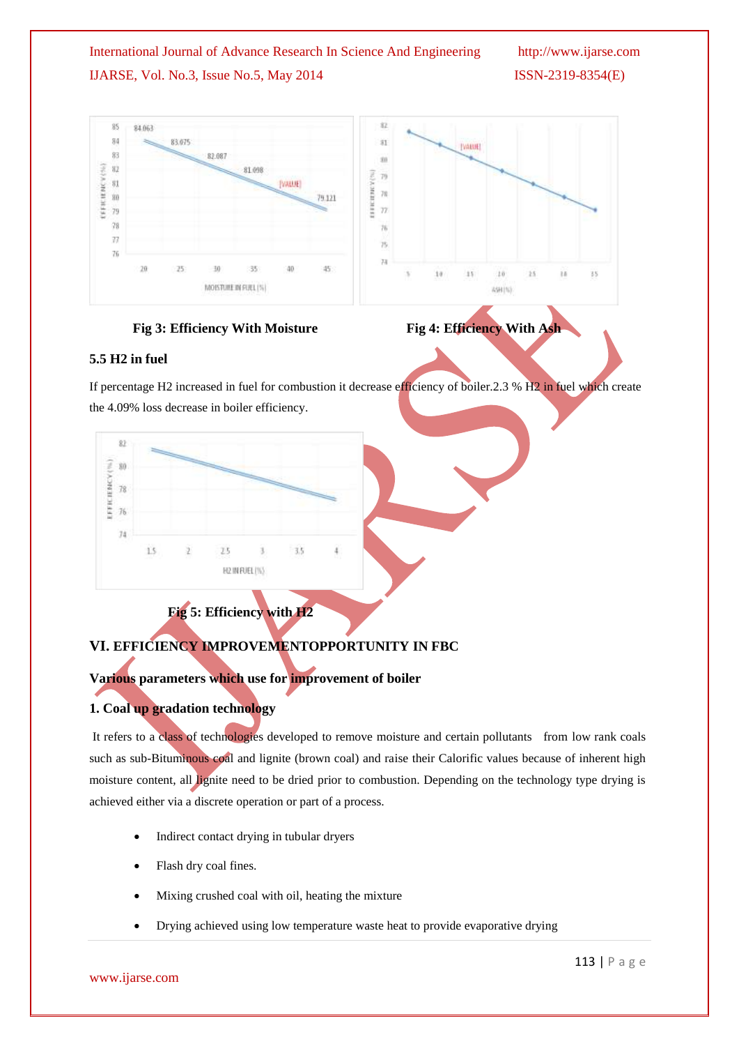Fig 3: Efficiency With Moisture

Fig 4: Efficiency With Ash

### 5.5 H2 in fuel

If percentage H2 increased in fuel for combustion it decrease efficiency of boiler.2.3 % H2 in fuel which create the 4.09% loss decrease in boiler efficiency.

Fig 5: Efficiency with H2

## VI. EFFICIENCY IMPROVEMENTOPPORTUNITY IN FBC

### Various parameters which use for improvement of boiler

### 1. Coal up gradation technology

It refers to a class of technologies developed to remove moisture and certain pollutants from low rank coals such as sub-Bituminous coal and lignite (brown coal) and raise their Calorific values because of inherent high moisture content, all lignite need to be dried prior to combustion. Depending on the technology type drying is achieved either via a discrete operation or part of a process.

- Indirect contact drying in tubular dryers
- Flash dry coal fines.
- Mixing crushed coal with oil, heating the mixture
- Drying achieved using low temperature waste heat to provide evaporative drying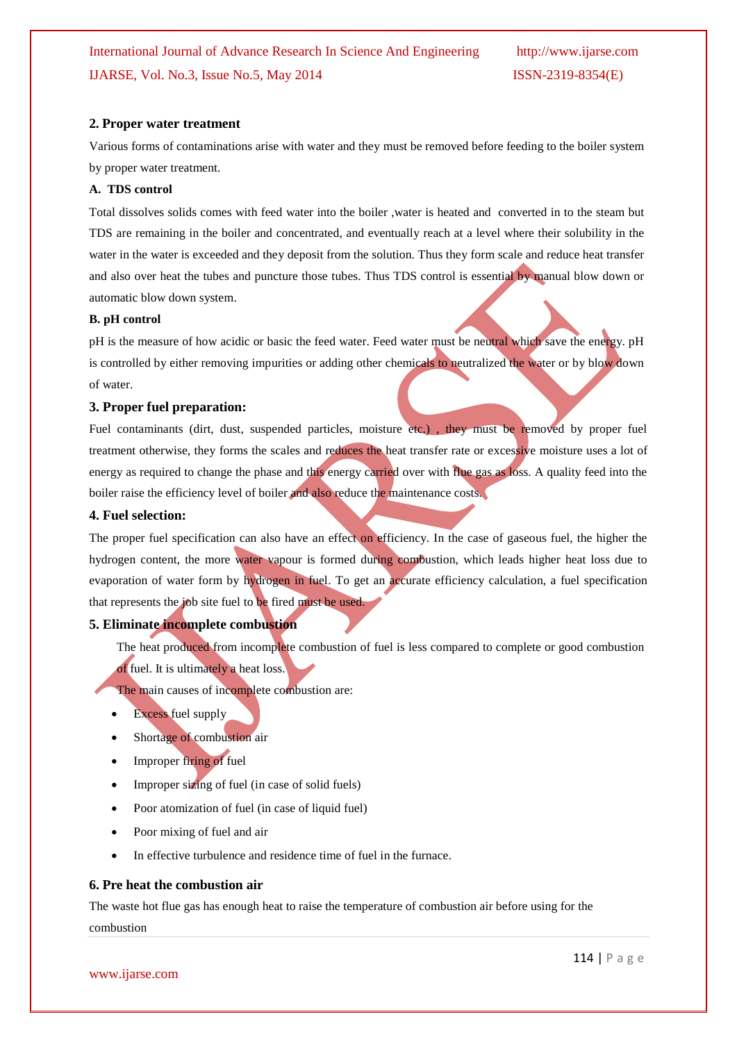## 2. Proper water treatment

Various forms of contaminations arise with water and they must be removed before feeding to the boiler system by proper water treatment.

**A. TDS control**

Total dissolves solids comes with feed water into the boiler ,water is heated and converted in to the steam but TDS are remaining in the boiler and concentrated, and eventually reach at a level where their solubility in the water in the water is exceeded and they deposit from the solution. Thus they form scale and reduce heat transfer and also over heat the tubes and puncture those tubes. Thus TDS control is essential by manual blow down or automatic blow down system.

**B. pH control**

pH is the measure of how acidic or basic the feed water. Feed water must be neutral which save the energy. pH is controlled by either removing impurities or adding other chemicals to neutralized the water or by blow down of water.

## 3. Proper fuel preparation:

Fuel contaminants (dirt, dust, suspended particles, moisture etc.) , they must be removed by proper fuel treatment otherwise, they forms the scales and reduces the heat transfer rate or excessive moisture uses a lot of energy as required to change the phase and this energy carried over with flue gas as loss. A quality feed into the boiler raise the efficiency level of boiler and also reduce the maintenance costs.

## 4. Fuel selection:

The proper fuel specification can also have an effect on efficiency. In the case of gaseous fuel, the higher the hydrogen content, the more water vapour is formed during combustion, which leads higher heat loss due to evaporation of water form by hydrogen in fuel. To get an accurate efficiency calculation, a fuel specification that represents the job site fuel to be fired must be used.

## 5. Eliminate incomplete combustion

The heat produced from incomplete combustion of fuel is less compared to complete or good combustion of fuel. It is ultimately a heat loss.

The main causes of incomplete combustion are:

- Excess fuel supply
- Shortage of combustion air
- Improper firing of fuel
- Improper sizing of fuel (in case of solid fuels)
- Poor atomization of fuel (in case of liquid fuel)
- Poor mixing of fuel and air
- In effective turbulence and residence time of fuel in the furnace.

## 6. Pre heat the combustion air

The waste hot flue gas has enough heat to raise the temperature of combustion air before using for the combustion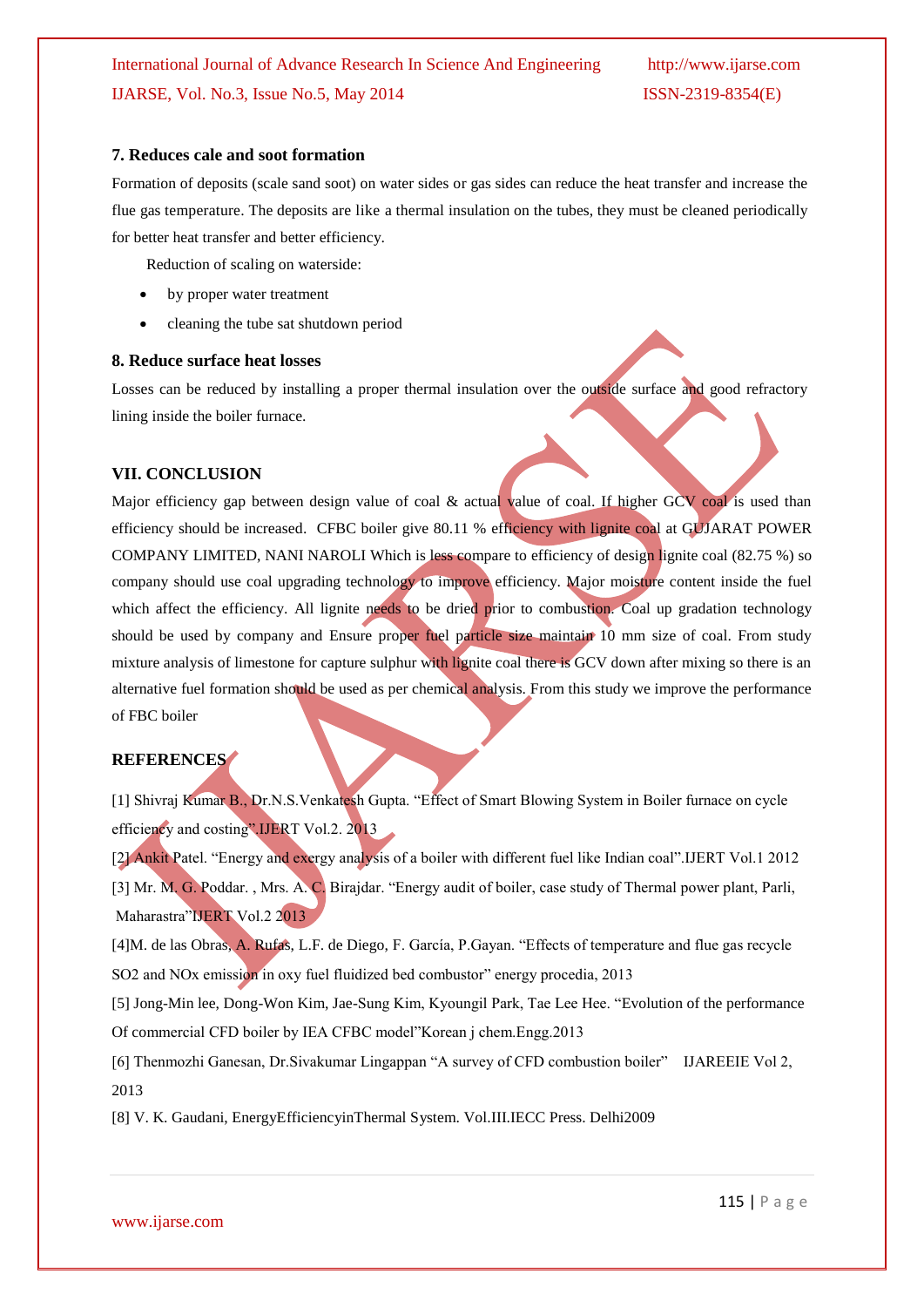### 7. Reduces cale and soot formation

Formation of deposits (scale sand soot) on water sides or gas sides can reduce the heat transfer and increase the flue gas temperature. The deposits are like a thermal insulation on the tubes, they must be cleaned periodically for better heat transfer and better efficiency.

Reduction of scaling on waterside:

- by proper water treatment
- cleaning the tube sat shutdown period

### 8. Reduce surface heat losses

Losses can be reduced by installing a proper thermal insulation over the outside surface and good refractory lining inside the boiler furnace.

## VII. CONCLUSION

Major efficiency gap between design value of coal & actual value of coal. If higher GCV coal is used than efficiency should be increased. CFBC boiler give 80.11 % efficiency with lignite coal at GUJARAT POWER COMPANY LIMITED, NANI NAROLI Which is less compare to efficiency of design lignite coal (82.75 %) so company should use coal upgrading technology to improve efficiency. Major moisture content inside the fuel which affect the efficiency. All lignite needs to be dried prior to combustion. Coal up gradation technology should be used by company and Ensure proper fuel particle size maintain 10 mm size of coal. From study mixture analysis of limestone for capture sulphur with lignite coal there is GCV down after mixing so there is an alternative fuel formation should be used as per chemical analysis. From this study we improve the performance of FBC boiler

## REFERENCES

[1] Shivraj Kumar B., Dr.N.S.Venkatesh Gupta. "Effect of Smart Blowing System in Boiler furnace on cycle efficiency and costing".IJERT Vol.2. 2013

[2] Ankit Patel. "Energy and exergy analysis of a boiler with different fuel like Indian coal".IJERT Vol.1 2012

[3] Mr. M. G. Poddar. , Mrs. A. C. Birajdar. "Energy audit of boiler, case study of Thermal power plant, Parli, Maharastra"IJERT Vol.2 2013

[4]M. de las Obras, A. Rufas, L.F. de Diego, F. García, P.Gayan. "Effects of temperature and flue gas recycle SO2 and NOx emission in oxy fuel fluidized bed combustor" energy procedia, 2013

[5] Jong-Min lee, Dong-Won Kim, Jae-Sung Kim, Kyoungil Park, Tae Lee Hee. "Evolution of the performance Of commercial CFD boiler by IEA CFBC model"Korean j chem.Engg.2013

[6] Thenmozhi Ganesan, Dr.Sivakumar Lingappan "A survey of CFD combustion boiler" IJAREEIE Vol 2, 2013

[8] V. K. Gaudani, EnergyEfficiencyinThermal System. Vol.III.IECC Press. Delhi2009